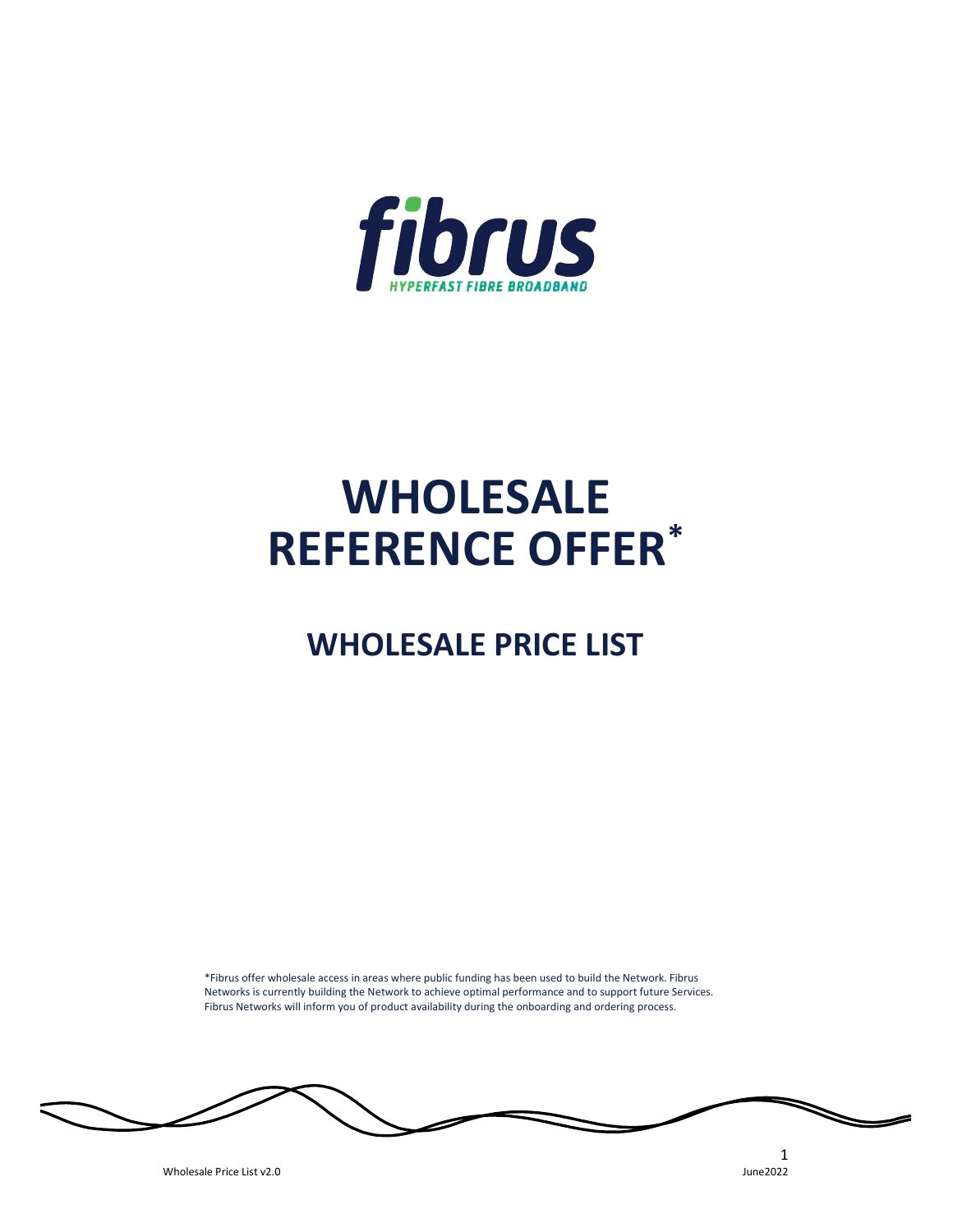fibrus

HYPERFAST FIBRE BROADBAND

# WHOLESALE REFERENCE OFFER*

## WHOLESALE PRICE LIST

*Fibrus offer wholesale access in areas where public funding has been used to build the Network. Fibrus Networks is currently building the Network to achieve optimal performance and to support future Services. Fibrus Networks will inform you of product availability during the onboarding and ordering process.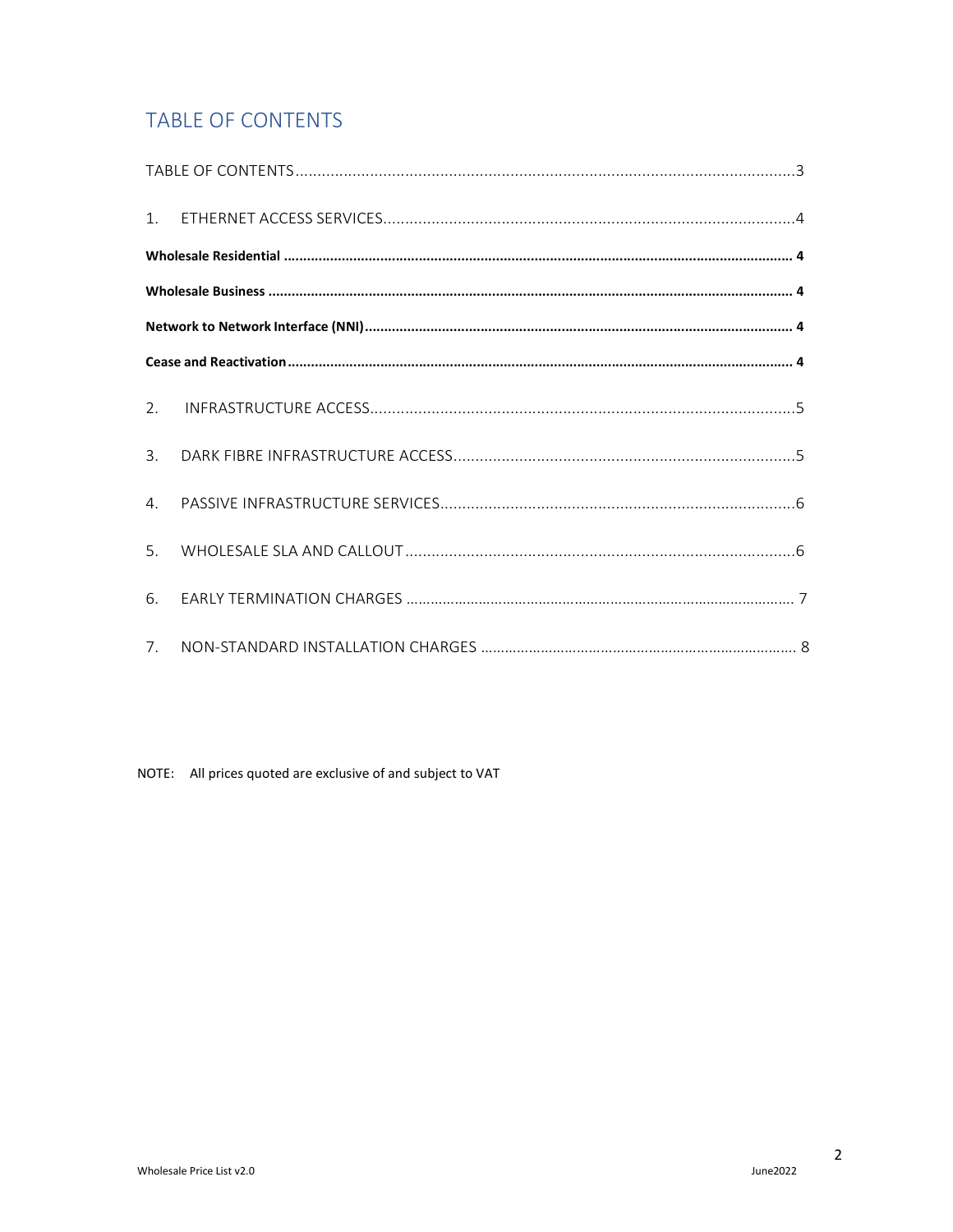## TABLE OF CONTENTS

TABLE OF CONTENTS ........................................................................................................3

1. ETHERNET ACCESS SERVICES ........................................................................................4

**Wholesale Residential ........................................................................................................ 4**

**Wholesale Business ........................................................................................................... 4**

**Network to Network Interface (NNI) .................................................................................. 4**

**Cease and Reactivation ...................................................................................................... 4**

2. INFRASTRUCTURE ACCESS ............................................................................................5

3. DARK FIBRE INFRASTRUCTURE ACCESS .......................................................................5

4. PASSIVE INFRASTRUCTURE SERVICES ..........................................................................6

5. WHOLESALE SLA AND CALLOUT ..................................................................................6

6. EARLY TERMINATION CHARGES ................................................................................... 7

7. NON-STANDARD INSTALLATION CHARGES .................................................................. 8

NOTE: All prices quoted are exclusive of and subject to VAT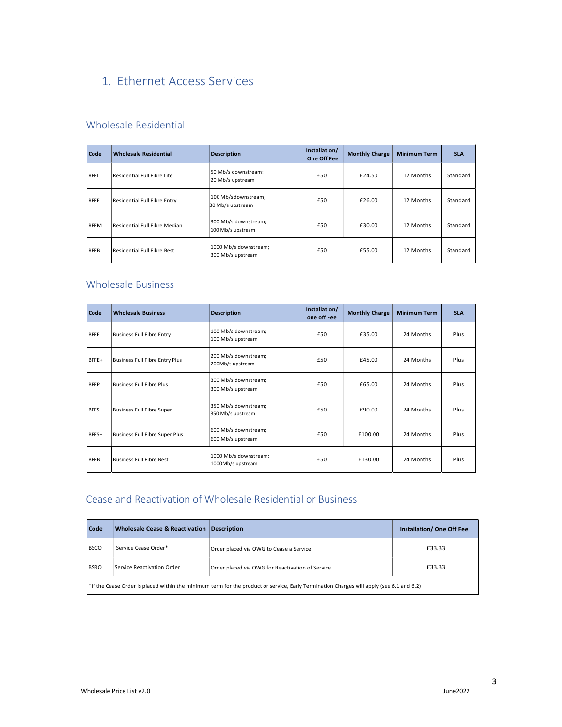# 1. Ethernet Access Services

## Wholesale Residential

| Code | Wholesale Residential | Description | Installation/ One Off Fee | Monthly Charge | Minimum Term | SLA |
|---|---|---|---|---|---|---|
| RFFL | Residential Full Fibre Lite | 50 Mb/s downstream; 20 Mb/s upstream | £50 | £24.50 | 12 Months | Standard |
| RFFE | Residential Full Fibre Entry | 100 Mb/s downstream; 30 Mb/s upstream | £50 | £26.00 | 12 Months | Standard |
| RFFM | Residential Full Fibre Median | 300 Mb/s downstream; 100 Mb/s upstream | £50 | £30.00 | 12 Months | Standard |
| RFFB | Residential Full Fibre Best | 1000 Mb/s downstream; 300 Mb/s upstream | £50 | £55.00 | 12 Months | Standard |

## Wholesale Business

| Code | Wholesale Business | Description | Installation/ one off Fee | Monthly Charge | Minimum Term | SLA |
|---|---|---|---|---|---|---|
| BFFE | Business Full Fibre Entry | 100 Mb/s downstream; 100 Mb/s upstream | £50 | £35.00 | 24 Months | Plus |
| BFFE+ | Business Full Fibre Entry Plus | 200 Mb/s downstream; 200Mb/s upstream | £50 | £45.00 | 24 Months | Plus |
| BFFP | Business Full Fibre Plus | 300 Mb/s downstream; 300 Mb/s upstream | £50 | £65.00 | 24 Months | Plus |
| BFFS | Business Full Fibre Super | 350 Mb/s downstream; 350 Mb/s upstream | £50 | £90.00 | 24 Months | Plus |
| BFFS+ | Business Full Fibre Super Plus | 600 Mb/s downstream; 600 Mb/s upstream | £50 | £100.00 | 24 Months | Plus |
| BFFB | Business Full Fibre Best | 1000 Mb/s downstream; 1000Mb/s upstream | £50 | £130.00 | 24 Months | Plus |

## Cease and Reactivation of Wholesale Residential or Business

| Code | Wholesale Cease & Reactivation | Description | Installation/ One Off Fee |
|---|---|---|---|
| BSCO | Service Cease Order* | Order placed via OWG to Cease a Service | £33.33 |
| BSRO | Service Reactivation Order | Order placed via OWG for Reactivation of Service | £33.33 |
| *If the Cease Order is placed within the minimum term for the product or service, Early Termination Charges will apply (see 6.1 and 6.2) | | | |

Wholesale Price List v2.0 June2022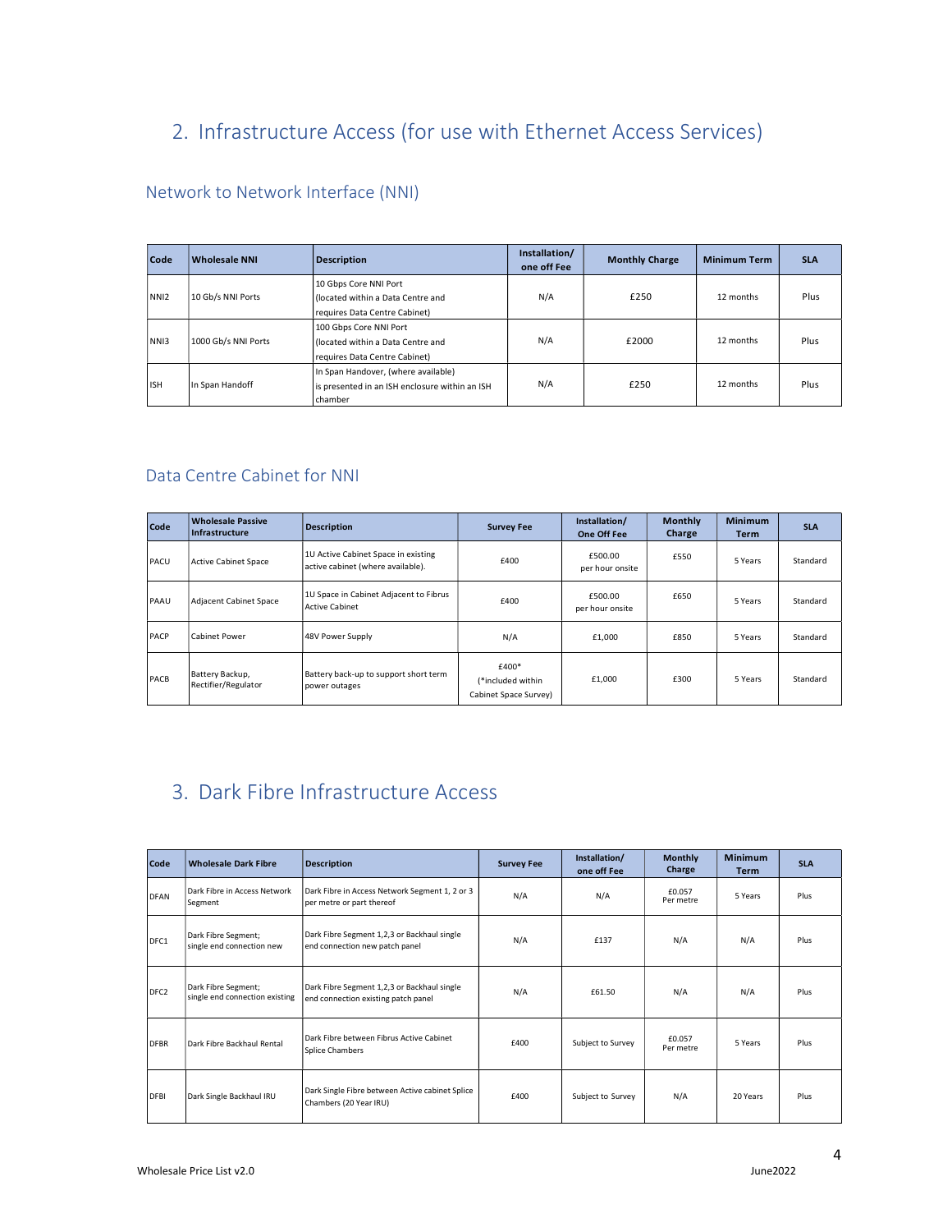## 2. Infrastructure Access (for use with Ethernet Access Services)

### Network to Network Interface (NNI)

| Code | Wholesale NNI | Description | Installation/ one off Fee | Monthly Charge | Minimum Term | SLA |
|---|---|---|---|---|---|---|
| NNI2 | 10 Gb/s NNI Ports | 10 Gbps Core NNI Port (located within a Data Centre and requires Data Centre Cabinet) | N/A | £250 | 12 months | Plus |
| NNI3 | 1000 Gb/s NNI Ports | 100 Gbps Core NNI Port (located within a Data Centre and requires Data Centre Cabinet) | N/A | £2000 | 12 months | Plus |
| ISH | In Span Handoff | In Span Handover, (where available) is presented in an ISH enclosure within an ISH chamber | N/A | £250 | 12 months | Plus |

### Data Centre Cabinet for NNI

| Code | Wholesale Passive Infrastructure | Description | Survey Fee | Installation/ One Off Fee | Monthly Charge | Minimum Term | SLA |
|---|---|---|---|---|---|---|---|
| PACU | Active Cabinet Space | 1U Active Cabinet Space in existing active cabinet (where available). | £400 | £500.00 per hour onsite | £550 | 5 Years | Standard |
| PAAU | Adjacent Cabinet Space | 1U Space in Cabinet Adjacent to Fibrus Active Cabinet | £400 | £500.00 per hour onsite | £650 | 5 Years | Standard |
| PACP | Cabinet Power | 48V Power Supply | N/A | £1,000 | £850 | 5 Years | Standard |
| PACB | Battery Backup, Rectifier/Regulator | Battery back-up to support short term power outages | £400* (*included within Cabinet Space Survey) | £1,000 | £300 | 5 Years | Standard |

## 3. Dark Fibre Infrastructure Access

| Code | Wholesale Dark Fibre | Description | Survey Fee | Installation/ one off Fee | Monthly Charge | Minimum Term | SLA |
|---|---|---|---|---|---|---|---|
| DFAN | Dark Fibre in Access Network Segment | Dark Fibre in Access Network Segment 1, 2 or 3 per metre or part thereof | N/A | N/A | £0.057 Per metre | 5 Years | Plus |
| DFC1 | Dark Fibre Segment; single end connection new | Dark Fibre Segment 1,2,3 or Backhaul single end connection new patch panel | N/A | £137 | N/A | N/A | Plus |
| DFC2 | Dark Fibre Segment; single end connection existing | Dark Fibre Segment 1,2,3 or Backhaul single end connection existing patch panel | N/A | £61.50 | N/A | N/A | Plus |
| DFBR | Dark Fibre Backhaul Rental | Dark Fibre between Fibrus Active Cabinet Splice Chambers | £400 | Subject to Survey | £0.057 Per metre | 5 Years | Plus |
| DFBI | Dark Single Backhaul IRU | Dark Single Fibre between Active cabinet Splice Chambers (20 Year IRU) | £400 | Subject to Survey | N/A | 20 Years | Plus |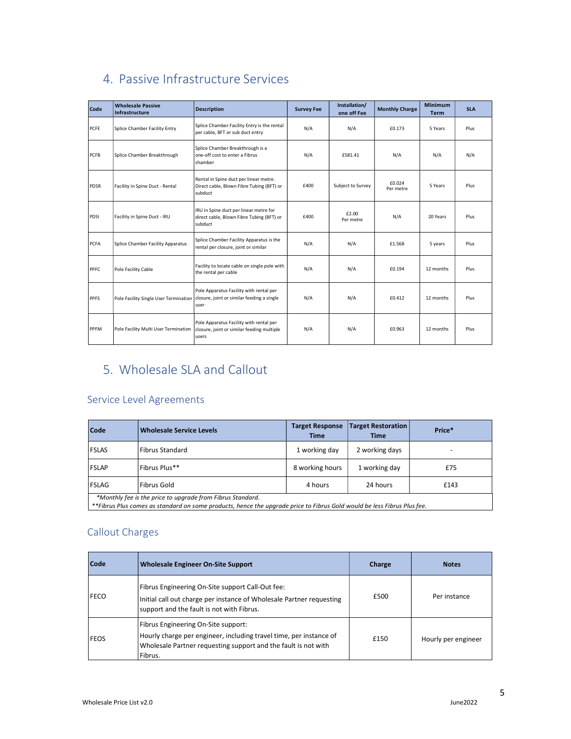## 4. Passive Infrastructure Services

| Code | Wholesale Passive Infrastructure | Description | Survey Fee | Installation/ one off Fee | Monthly Charge | Minimum Term | SLA |
|---|---|---|---|---|---|---|---|
| PCFE | Splice Chamber Facility Entry | Splice Chamber Facility Entry is the rental per cable, BFT or sub duct entry | N/A | N/A | £0.173 | 5 Years | Plus |
| PCFB | Splice Chamber Breakthrough | Splice Chamber Breakthrough is a one-off cost to enter a Fibrus chamber | N/A | £581.41 | N/A | N/A | N/A |
| PDSR | Facility in Spine Duct - Rental | Rental in Spine duct per linear metre. Direct cable, Blown Fibre Tubing (BFT) or subduct | £400 | Subject to Survey | £0.024 Per metre | 5 Years | Plus |
| PDSI | Facility in Spine Duct - IRU | IRU in Spine duct per linear metre for direct cable, Blown Fibre Tubing (BFT) or subduct | £400 | £2.00 Per metre | N/A | 20 Years | Plus |
| PCFA | Splice Chamber Facility Apparatus | Splice Chamber Facility Apparatus is the rental per closure, joint or similar | N/A | N/A | £1.568 | 5 years | Plus |
| PPFC | Pole Facility Cable | Facility to locate cable on single pole with the rental per cable | N/A | N/A | £0.194 | 12 months | Plus |
| PPFS | Pole Facility Single User Termination | Pole Apparatus Facility with rental per closure, joint or similar feeding a single user | N/A | N/A | £0.412 | 12 months | Plus |
| PPFM | Pole Facility Multi User Termination | Pole Apparatus Facility with rental per closure, joint or similar feeding multiple users | N/A | N/A | £0.963 | 12 months | Plus |

## 5. Wholesale SLA and Callout

### Service Level Agreements

| Code | Wholesale Service Levels | Target Response Time | Target Restoration Time | Price* |
|---|---|---|---|---|
| FSLAS | Fibrus Standard | 1 working day | 2 working days | - |
| FSLAP | Fibrus Plus** | 8 working hours | 1 working day | £75 |
| FSLAG | Fibrus Gold | 4 hours | 24 hours | £143 |

*Monthly fee is the price to upgrade from Fibrus Standard.*
***Fibrus Plus comes as standard on some products, hence the upgrade price to Fibrus Gold would be less Fibrus Plus fee.*

### Callout Charges

| Code | Wholesale Engineer On-Site Support | Charge | Notes |
|---|---|---|---|
| FECO | Fibrus Engineering On-Site support Call-Out fee: Initial call out charge per instance of Wholesale Partner requesting support and the fault is not with Fibrus. | £500 | Per instance |
| FEOS | Fibrus Engineering On-Site support: Hourly charge per engineer, including travel time, per instance of Wholesale Partner requesting support and the fault is not with Fibrus. | £150 | Hourly per engineer |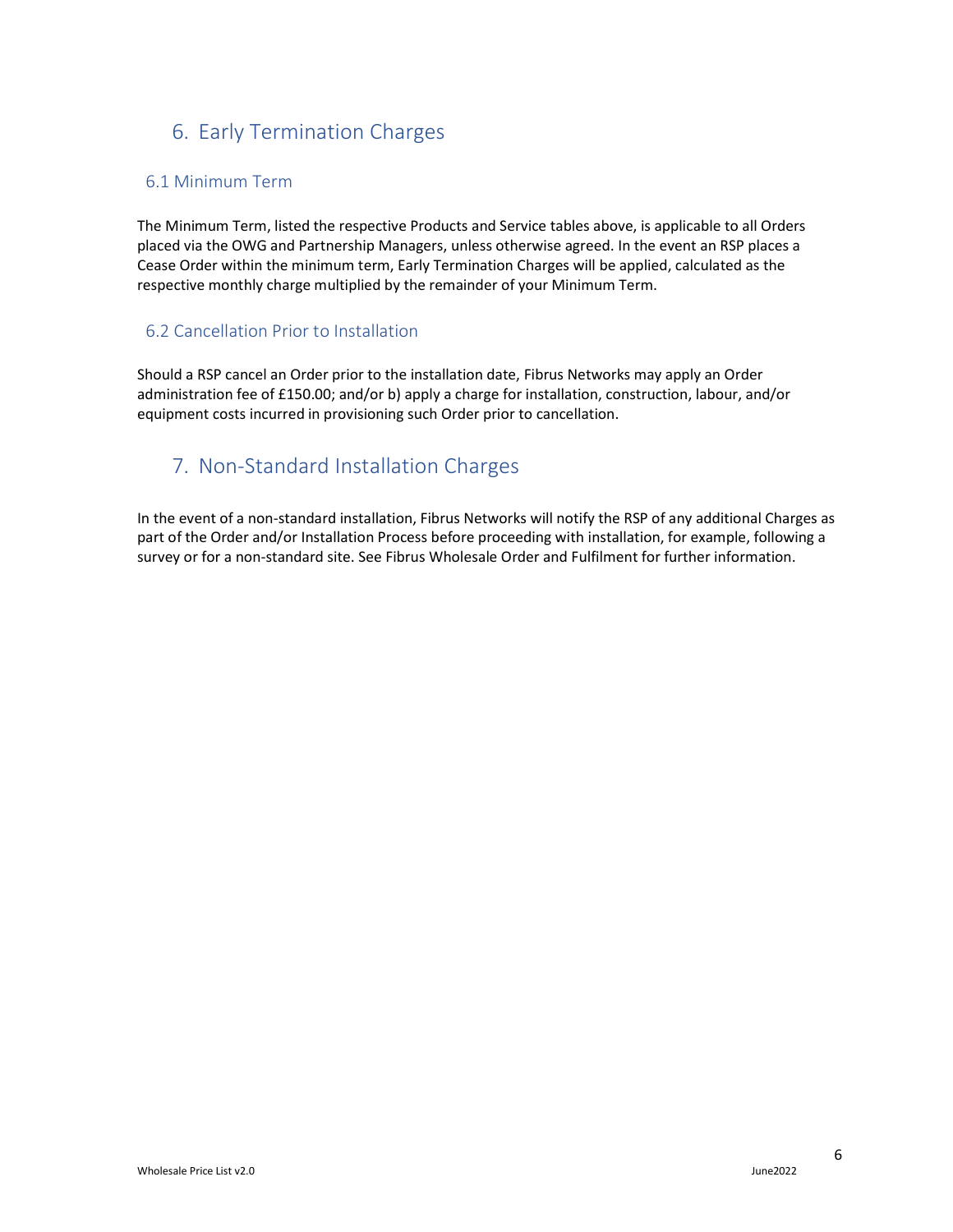## 6. Early Termination Charges

### 6.1 Minimum Term

The Minimum Term, listed the respective Products and Service tables above, is applicable to all Orders placed via the OWG and Partnership Managers, unless otherwise agreed. In the event an RSP places a Cease Order within the minimum term, Early Termination Charges will be applied, calculated as the respective monthly charge multiplied by the remainder of your Minimum Term.

### 6.2 Cancellation Prior to Installation

Should a RSP cancel an Order prior to the installation date, Fibrus Networks may apply an Order administration fee of £150.00; and/or b) apply a charge for installation, construction, labour, and/or equipment costs incurred in provisioning such Order prior to cancellation.

## 7. Non-Standard Installation Charges

In the event of a non-standard installation, Fibrus Networks will notify the RSP of any additional Charges as part of the Order and/or Installation Process before proceeding with installation, for example, following a survey or for a non-standard site. See Fibrus Wholesale Order and Fulfilment for further information.